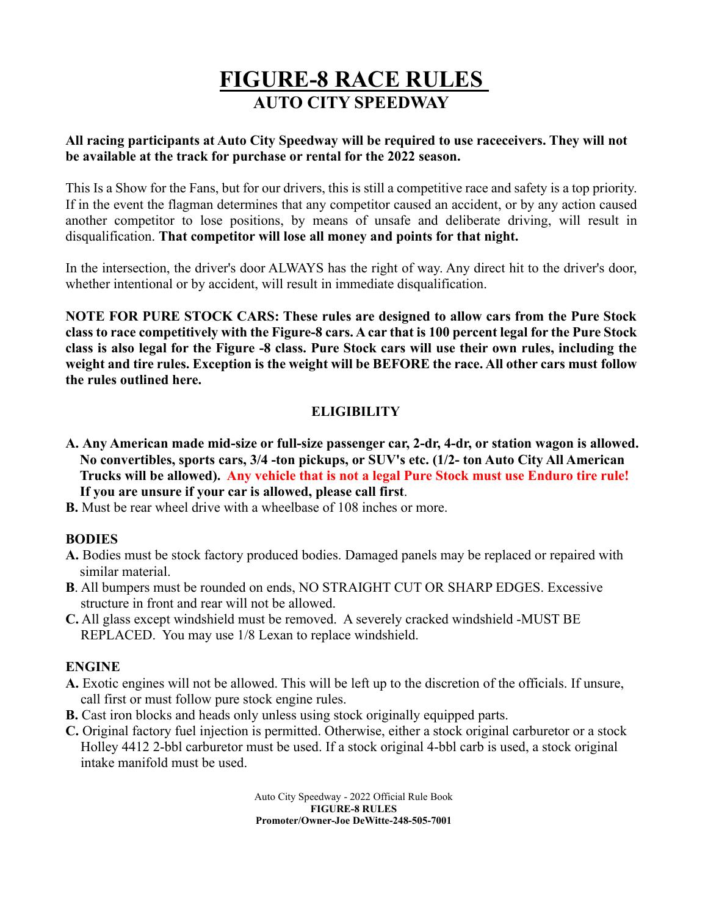# FIGURE-8 RACE RULES

## AUTO CITY SPEEDWAY

**All racing participants at Auto City Speedway will be required to use raceceivers. They will not be available at the track for purchase or rental for the 2022 season.**

This Is a Show for the Fans, but for our drivers, this is still a competitive race and safety is a top priority. If in the event the flagman determines that any competitor caused an accident, or by any action caused another competitor to lose positions, by means of unsafe and deliberate driving, will result in disqualification. **That competitor will lose all money and points for that night.**

In the intersection, the driver's door ALWAYS has the right of way. Any direct hit to the driver's door, whether intentional or by accident, will result in immediate disqualification.

**NOTE FOR PURE STOCK CARS: These rules are designed to allow cars from the Pure Stock class to race competitively with the Figure-8 cars. A car that is 100 percent legal for the Pure Stock class is also legal for the Figure -8 class. Pure Stock cars will use their own rules, including the weight and tire rules. Exception is the weight will be BEFORE the race. All other cars must follow the rules outlined here.**

### ELIGIBILITY

**A. Any American made mid-size or full-size passenger car, 2-dr, 4-dr, or station wagon is allowed. No convertibles, sports cars, 3/4 -ton pickups, or SUV's etc. (1/2- ton Auto City All American Trucks will be allowed). Any vehicle that is not a legal Pure Stock must use Enduro tire rule! If you are unsure if your car is allowed, please call first**.

**B.** Must be rear wheel drive with a wheelbase of 108 inches or more.

### BODIES

**A.** Bodies must be stock factory produced bodies. Damaged panels may be replaced or repaired with similar material.

**B**. All bumpers must be rounded on ends, NO STRAIGHT CUT OR SHARP EDGES. Excessive structure in front and rear will not be allowed.

**C.** All glass except windshield must be removed. A severely cracked windshield -MUST BE REPLACED. You may use 1/8 Lexan to replace windshield.

### ENGINE

**A.** Exotic engines will not be allowed. This will be left up to the discretion of the officials. If unsure, call first or must follow pure stock engine rules.

**B.** Cast iron blocks and heads only unless using stock originally equipped parts.

**C.** Original factory fuel injection is permitted. Otherwise, either a stock original carburetor or a stock Holley 4412 2-bbl carburetor must be used. If a stock original 4-bbl carb is used, a stock original intake manifold must be used.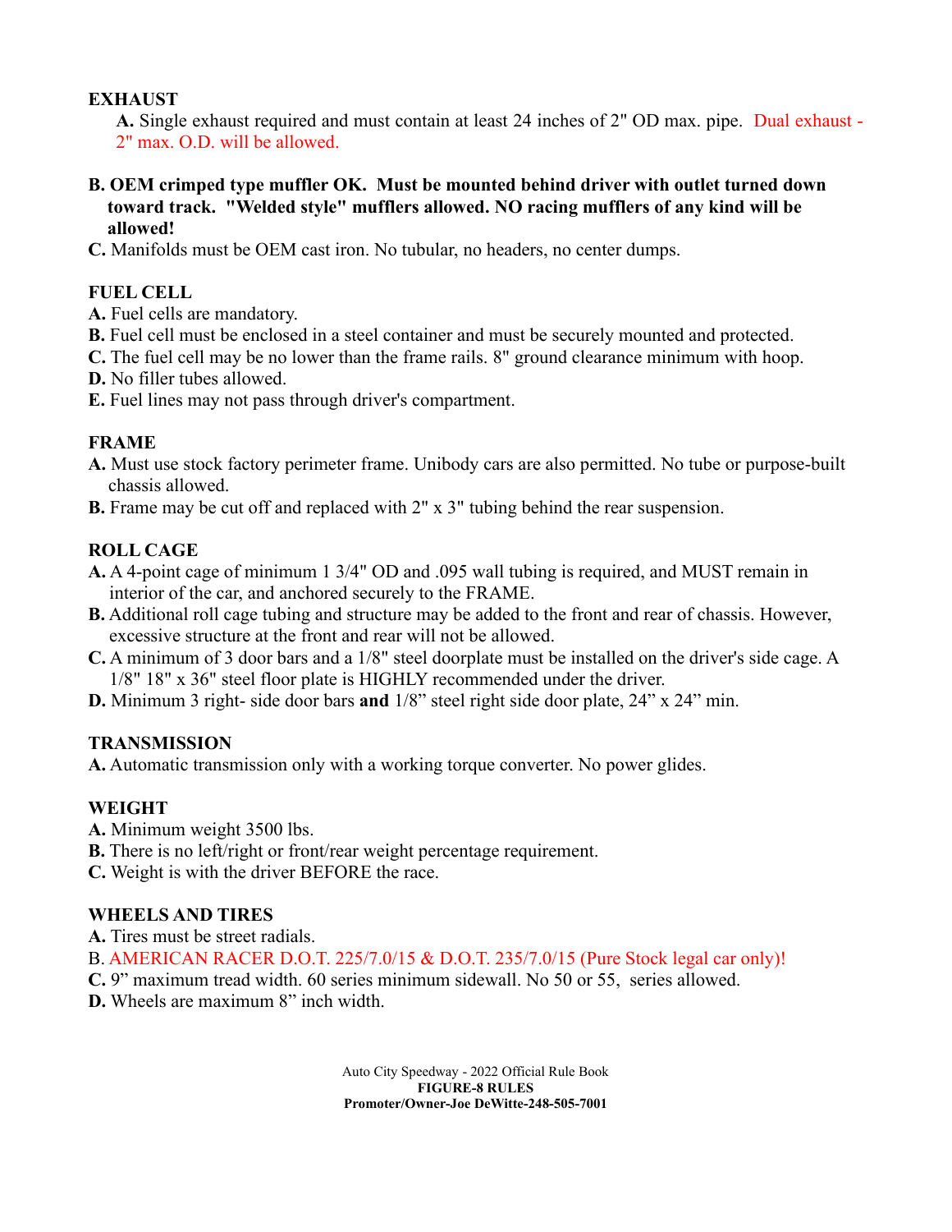**EXHAUST**

**A.** Single exhaust required and must contain at least 24 inches of 2" OD max. pipe. Dual exhaust - 2" max. O.D. will be allowed.

**B. OEM crimped type muffler OK. Must be mounted behind driver with outlet turned down toward track. "Welded style" mufflers allowed. NO racing mufflers of any kind will be allowed!**

**C.** Manifolds must be OEM cast iron. No tubular, no headers, no center dumps.

**FUEL CELL**

**A.** Fuel cells are mandatory.
**B.** Fuel cell must be enclosed in a steel container and must be securely mounted and protected.
**C.** The fuel cell may be no lower than the frame rails. 8" ground clearance minimum with hoop.
**D.** No filler tubes allowed.
**E.** Fuel lines may not pass through driver's compartment.

**FRAME**

**A.** Must use stock factory perimeter frame. Unibody cars are also permitted. No tube or purpose-built chassis allowed.
**B.** Frame may be cut off and replaced with 2" x 3" tubing behind the rear suspension.

**ROLL CAGE**

**A.** A 4-point cage of minimum 1 3/4" OD and .095 wall tubing is required, and MUST remain in interior of the car, and anchored securely to the FRAME.
**B.** Additional roll cage tubing and structure may be added to the front and rear of chassis. However, excessive structure at the front and rear will not be allowed.
**C.** A minimum of 3 door bars and a 1/8" steel doorplate must be installed on the driver's side cage. A 1/8" 18" x 36" steel floor plate is HIGHLY recommended under the driver.
**D.** Minimum 3 right- side door bars **and** 1/8" steel right side door plate, 24" x 24" min.

**TRANSMISSION**

**A.** Automatic transmission only with a working torque converter. No power glides.

**WEIGHT**

**A.** Minimum weight 3500 lbs.
**B.** There is no left/right or front/rear weight percentage requirement.
**C.** Weight is with the driver BEFORE the race.

**WHEELS AND TIRES**

**A.** Tires must be street radials.
B. AMERICAN RACER D.O.T. 225/7.0/15 & D.O.T. 235/7.0/15 (Pure Stock legal car only)!
**C.** 9" maximum tread width. 60 series minimum sidewall. No 50 or 55, series allowed.
**D.** Wheels are maximum 8" inch width.

Auto City Speedway - 2022 Official Rule Book
**FIGURE-8 RULES**
**Promoter/Owner-Joe DeWitte-248-505-7001**